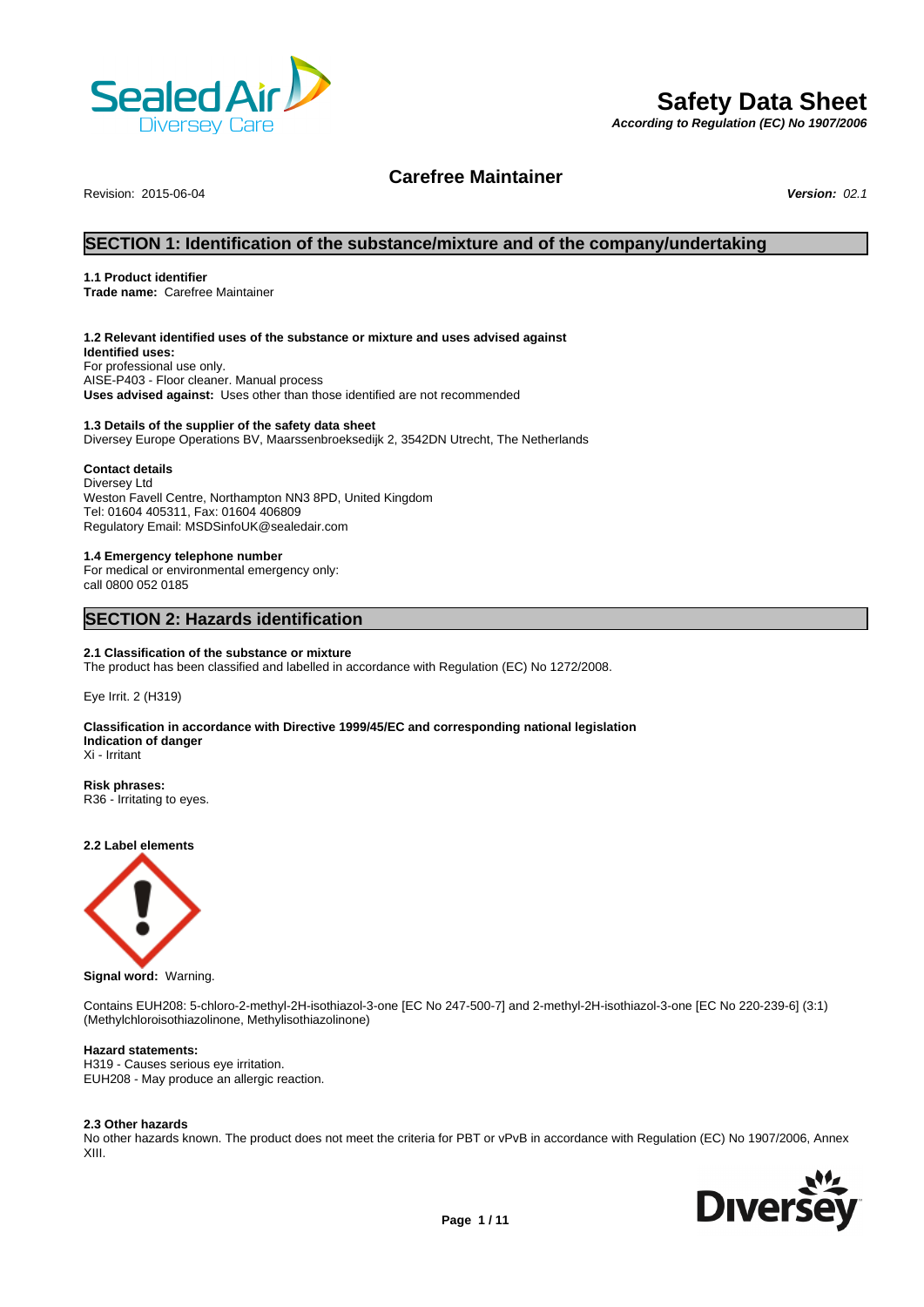# Safety Data Sheet

*According to Regulation (EC) No 1907/2006*

## Carefree Maintainer

Revision: 2015-06-04

***Version:*** *02.1*

## SECTION 1: Identification of the substance/mixture and of the company/undertaking

**1.1 Product identifier**
**Trade name:** Carefree Maintainer

**1.2 Relevant identified uses of the substance or mixture and uses advised against**
**Identified uses:**
For professional use only.
AISE-P403 - Floor cleaner. Manual process
**Uses advised against:** Uses other than those identified are not recommended

**1.3 Details of the supplier of the safety data sheet**
Diversey Europe Operations BV, Maarssenbroeksedijk 2, 3542DN Utrecht, The Netherlands

**Contact details**
Diversey Ltd
Weston Favell Centre, Northampton NN3 8PD, United Kingdom
Tel: 01604 405311, Fax: 01604 406809
Regulatory Email: MSDSinfoUK@sealedair.com

**1.4 Emergency telephone number**
For medical or environmental emergency only:
call 0800 052 0185

## SECTION 2: Hazards identification

**2.1 Classification of the substance or mixture**
The product has been classified and labelled in accordance with Regulation (EC) No 1272/2008.

Eye Irrit. 2 (H319)

**Classification in accordance with Directive 1999/45/EC and corresponding national legislation**
**Indication of danger**
Xi - Irritant

**Risk phrases:**
R36 - Irritating to eyes.

**2.2 Label elements**

**Signal word:** Warning.

Contains EUH208: 5-chloro-2-methyl-2H-isothiazol-3-one [EC No 247-500-7] and 2-methyl-2H-isothiazol-3-one [EC No 220-239-6] (3:1) (Methylchloroisothiazolinone, Methylisothiazolinone)

**Hazard statements:**
H319 - Causes serious eye irritation.
EUH208 - May produce an allergic reaction.

**2.3 Other hazards**
No other hazards known. The product does not meet the criteria for PBT or vPvB in accordance with Regulation (EC) No 1907/2006, Annex XIII.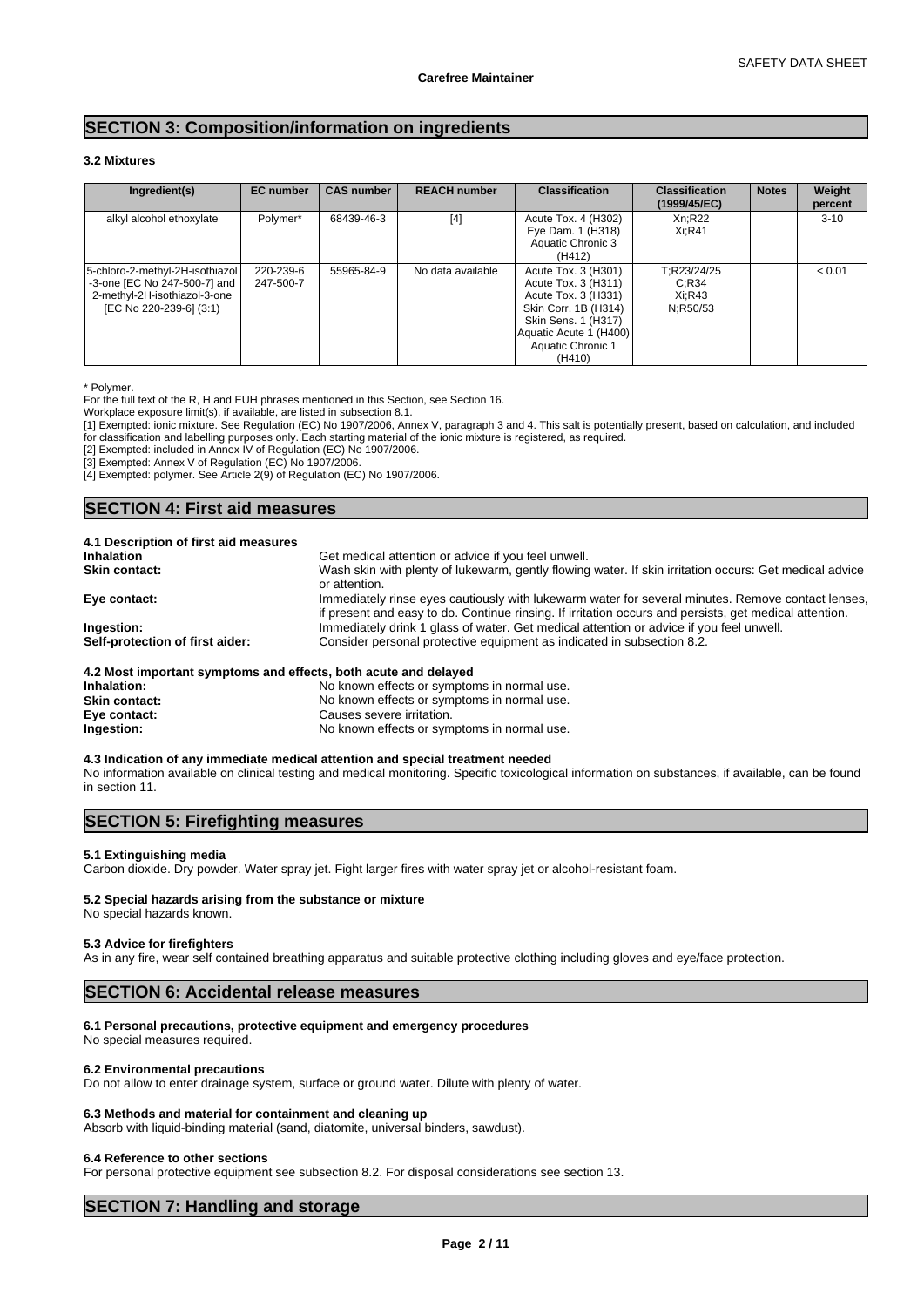## SECTION 3: Composition/information on ingredients

### 3.2 Mixtures

| Ingredient(s) | EC number | CAS number | REACH number | Classification | Classification (1999/45/EC) | Notes | Weight percent |
|---|---|---|---|---|---|---|---|
| alkyl alcohol ethoxylate | Polymer* | 68439-46-3 | [4] | Acute Tox. 4 (H302)<br>Eye Dam. 1 (H318)<br>Aquatic Chronic 3 (H412) | Xn;R22<br>Xi;R41 | | 3-10 |
| 5-chloro-2-methyl-2H-isothiazol-3-one [EC No 247-500-7] and 2-methyl-2H-isothiazol-3-one [EC No 220-239-6] (3:1) | 220-239-6<br>247-500-7 | 55965-84-9 | No data available | Acute Tox. 3 (H301)<br>Acute Tox. 3 (H311)<br>Acute Tox. 3 (H331)<br>Skin Corr. 1B (H314)<br>Skin Sens. 1 (H317)<br>Aquatic Acute 1 (H400)<br>Aquatic Chronic 1 (H410) | T;R23/24/25<br>C;R34<br>Xi;R43<br>N;R50/53 | | < 0.01 |

\* Polymer.

For the full text of the R, H and EUH phrases mentioned in this Section, see Section 16.

Workplace exposure limit(s), if available, are listed in subsection 8.1.

[1] Exempted: ionic mixture. See Regulation (EC) No 1907/2006, Annex V, paragraph 3 and 4. This salt is potentially present, based on calculation, and included for classification and labelling purposes only. Each starting material of the ionic mixture is registered, as required.

[2] Exempted: included in Annex IV of Regulation (EC) No 1907/2006.

[3] Exempted: Annex V of Regulation (EC) No 1907/2006.

[4] Exempted: polymer. See Article 2(9) of Regulation (EC) No 1907/2006.

## SECTION 4: First aid measures

### 4.1 Description of first aid measures

**Inhalation** Get medical attention or advice if you feel unwell.

**Skin contact:** Wash skin with plenty of lukewarm, gently flowing water. If skin irritation occurs: Get medical advice or attention.

**Eye contact:** Immediately rinse eyes cautiously with lukewarm water for several minutes. Remove contact lenses, if present and easy to do. Continue rinsing. If irritation occurs and persists, get medical attention.

**Ingestion:** Immediately drink 1 glass of water. Get medical attention or advice if you feel unwell.

**Self-protection of first aider:** Consider personal protective equipment as indicated in subsection 8.2.

### 4.2 Most important symptoms and effects, both acute and delayed

**Inhalation:** No known effects or symptoms in normal use.

**Skin contact:** No known effects or symptoms in normal use.

**Eye contact:** Causes severe irritation.

**Ingestion:** No known effects or symptoms in normal use.

### 4.3 Indication of any immediate medical attention and special treatment needed

No information available on clinical testing and medical monitoring. Specific toxicological information on substances, if available, can be found in section 11.

## SECTION 5: Firefighting measures

### 5.1 Extinguishing media

Carbon dioxide. Dry powder. Water spray jet. Fight larger fires with water spray jet or alcohol-resistant foam.

### 5.2 Special hazards arising from the substance or mixture

No special hazards known.

### 5.3 Advice for firefighters

As in any fire, wear self contained breathing apparatus and suitable protective clothing including gloves and eye/face protection.

## SECTION 6: Accidental release measures

### 6.1 Personal precautions, protective equipment and emergency procedures

No special measures required.

### 6.2 Environmental precautions

Do not allow to enter drainage system, surface or ground water. Dilute with plenty of water.

### 6.3 Methods and material for containment and cleaning up

Absorb with liquid-binding material (sand, diatomite, universal binders, sawdust).

### 6.4 Reference to other sections

For personal protective equipment see subsection 8.2. For disposal considerations see section 13.

## SECTION 7: Handling and storage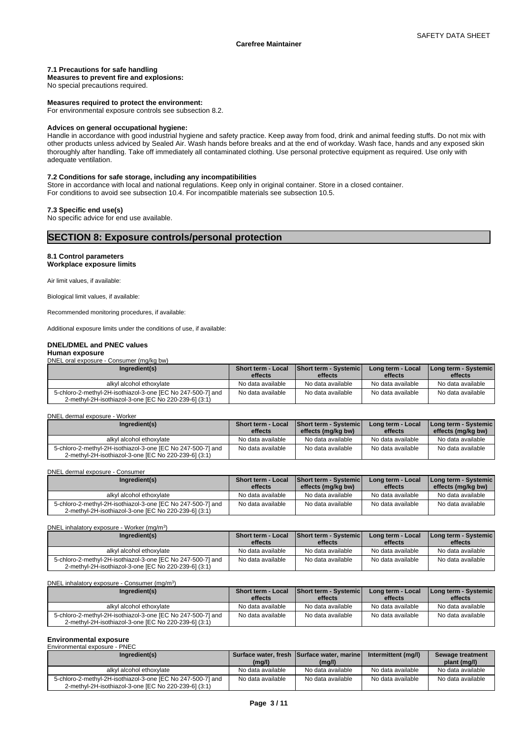#### 7.1 Precautions for safe handling

**Measures to prevent fire and explosions:**
No special precautions required.

**Measures required to protect the environment:**
For environmental exposure controls see subsection 8.2.

**Advices on general occupational hygiene:**
Handle in accordance with good industrial hygiene and safety practice. Keep away from food, drink and animal feeding stuffs. Do not mix with other products unless adviced by Sealed Air. Wash hands before breaks and at the end of workday. Wash face, hands and any exposed skin thoroughly after handling. Take off immediately all contaminated clothing. Use personal protective equipment as required. Use only with adequate ventilation.

#### 7.2 Conditions for safe storage, including any incompatibilities

Store in accordance with local and national regulations. Keep only in original container. Store in a closed container.
For conditions to avoid see subsection 10.4. For incompatible materials see subsection 10.5.

#### 7.3 Specific end use(s)

No specific advice for end use available.

## SECTION 8: Exposure controls/personal protection

#### 8.1 Control parameters

**Workplace exposure limits**

Air limit values, if available:

Biological limit values, if available:

Recommended monitoring procedures, if available:

Additional exposure limits under the conditions of use, if available:

#### DNEL/DMEL and PNEC values

**Human exposure**

DNEL oral exposure - Consumer (mg/kg bw)

| Ingredient(s) | Short term - Local effects | Short term - Systemic effects | Long term - Local effects | Long term - Systemic effects |
|---|---|---|---|---|
| alkyl alcohol ethoxylate | No data available | No data available | No data available | No data available |
| 5-chloro-2-methyl-2H-isothiazol-3-one [EC No 247-500-7] and 2-methyl-2H-isothiazol-3-one [EC No 220-239-6] (3:1) | No data available | No data available | No data available | No data available |

DNEL dermal exposure - Worker

| Ingredient(s) | Short term - Local effects | Short term - Systemic effects (mg/kg bw) | Long term - Local effects | Long term - Systemic effects (mg/kg bw) |
|---|---|---|---|---|
| alkyl alcohol ethoxylate | No data available | No data available | No data available | No data available |
| 5-chloro-2-methyl-2H-isothiazol-3-one [EC No 247-500-7] and 2-methyl-2H-isothiazol-3-one [EC No 220-239-6] (3:1) | No data available | No data available | No data available | No data available |

DNEL dermal exposure - Consumer

| Ingredient(s) | Short term - Local effects | Short term - Systemic effects (mg/kg bw) | Long term - Local effects | Long term - Systemic effects (mg/kg bw) |
|---|---|---|---|---|
| alkyl alcohol ethoxylate | No data available | No data available | No data available | No data available |
| 5-chloro-2-methyl-2H-isothiazol-3-one [EC No 247-500-7] and 2-methyl-2H-isothiazol-3-one [EC No 220-239-6] (3:1) | No data available | No data available | No data available | No data available |

DNEL inhalatory exposure - Worker (mg/m³)

| Ingredient(s) | Short term - Local effects | Short term - Systemic effects | Long term - Local effects | Long term - Systemic effects |
|---|---|---|---|---|
| alkyl alcohol ethoxylate | No data available | No data available | No data available | No data available |
| 5-chloro-2-methyl-2H-isothiazol-3-one [EC No 247-500-7] and 2-methyl-2H-isothiazol-3-one [EC No 220-239-6] (3:1) | No data available | No data available | No data available | No data available |

DNEL inhalatory exposure - Consumer (mg/m³)

| Ingredient(s) | Short term - Local effects | Short term - Systemic effects | Long term - Local effects | Long term - Systemic effects |
|---|---|---|---|---|
| alkyl alcohol ethoxylate | No data available | No data available | No data available | No data available |
| 5-chloro-2-methyl-2H-isothiazol-3-one [EC No 247-500-7] and 2-methyl-2H-isothiazol-3-one [EC No 220-239-6] (3:1) | No data available | No data available | No data available | No data available |

**Environmental exposure**

Environmental exposure - PNEC

| Ingredient(s) | Surface water, fresh (mg/l) | Surface water, marine (mg/l) | Intermittent (mg/l) | Sewage treatment plant (mg/l) |
|---|---|---|---|---|
| alkyl alcohol ethoxylate | No data available | No data available | No data available | No data available |
| 5-chloro-2-methyl-2H-isothiazol-3-one [EC No 247-500-7] and 2-methyl-2H-isothiazol-3-one [EC No 220-239-6] (3:1) | No data available | No data available | No data available | No data available |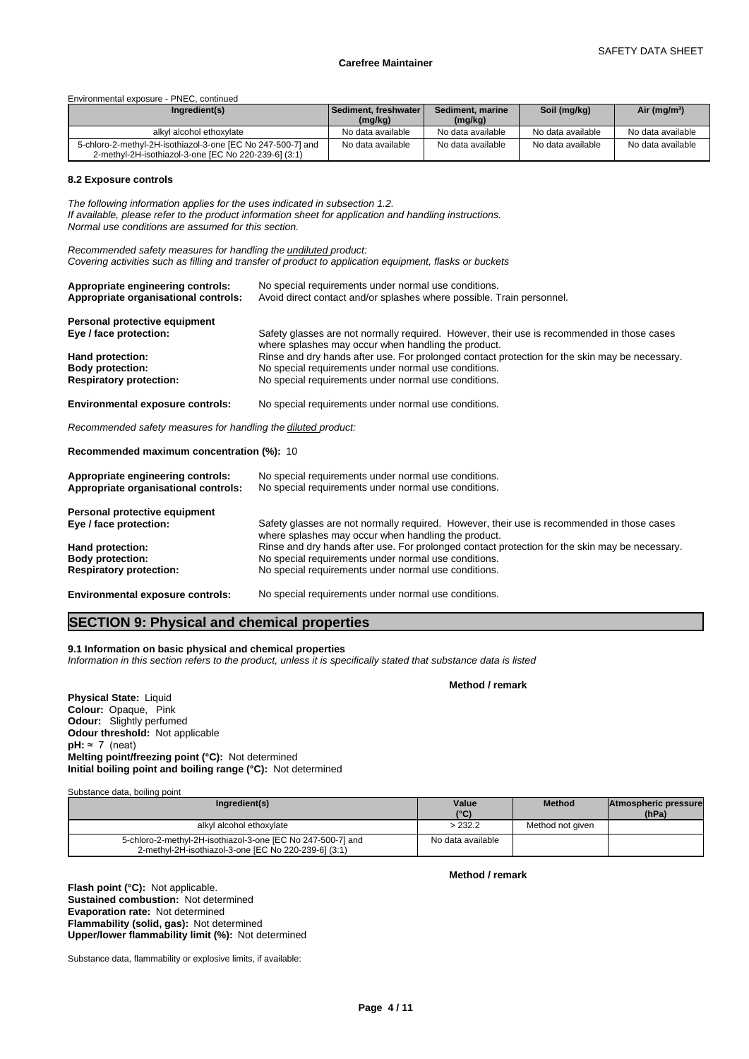Environmental exposure - PNEC, continued

| Ingredient(s) | Sediment, freshwater (mg/kg) | Sediment, marine (mg/kg) | Soil (mg/kg) | Air (mg/m³) |
|---|---|---|---|---|
| alkyl alcohol ethoxylate | No data available | No data available | No data available | No data available |
| 5-chloro-2-methyl-2H-isothiazol-3-one [EC No 247-500-7] and 2-methyl-2H-isothiazol-3-one [EC No 220-239-6] (3:1) | No data available | No data available | No data available | No data available |

### 8.2 Exposure controls

*The following information applies for the uses indicated in subsection 1.2.*
*If available, please refer to the product information sheet for application and handling instructions.*
*Normal use conditions are assumed for this section.*

*Recommended safety measures for handling the undiluted product:*
*Covering activities such as filling and transfer of product to application equipment, flasks or buckets*

**Appropriate engineering controls:** No special requirements under normal use conditions.
**Appropriate organisational controls:** Avoid direct contact and/or splashes where possible. Train personnel.

**Personal protective equipment**
**Eye / face protection:** Safety glasses are not normally required. However, their use is recommended in those cases where splashes may occur when handling the product.
**Hand protection:** Rinse and dry hands after use. For prolonged contact protection for the skin may be necessary.
**Body protection:** No special requirements under normal use conditions.
**Respiratory protection:** No special requirements under normal use conditions.

**Environmental exposure controls:** No special requirements under normal use conditions.

*Recommended safety measures for handling the diluted product:*

**Recommended maximum concentration (%):** 10

**Appropriate engineering controls:** No special requirements under normal use conditions.
**Appropriate organisational controls:** No special requirements under normal use conditions.

**Personal protective equipment**
**Eye / face protection:** Safety glasses are not normally required. However, their use is recommended in those cases where splashes may occur when handling the product.
**Hand protection:** Rinse and dry hands after use. For prolonged contact protection for the skin may be necessary.
**Body protection:** No special requirements under normal use conditions.
**Respiratory protection:** No special requirements under normal use conditions.

**Environmental exposure controls:** No special requirements under normal use conditions.

## SECTION 9: Physical and chemical properties

### 9.1 Information on basic physical and chemical properties

*Information in this section refers to the product, unless it is specifically stated that substance data is listed*

**Method / remark**

**Physical State:** Liquid
**Colour:** Opaque, Pink
**Odour:** Slightly perfumed
**Odour threshold:** Not applicable
**pH:** ≈ 7 (neat)
**Melting point/freezing point (°C):** Not determined
**Initial boiling point and boiling range (°C):** Not determined

Substance data, boiling point

| Ingredient(s) | Value (°C) | Method | Atmospheric pressure (hPa) |
|---|---|---|---|
| alkyl alcohol ethoxylate | > 232.2 | Method not given | |
| 5-chloro-2-methyl-2H-isothiazol-3-one [EC No 247-500-7] and 2-methyl-2H-isothiazol-3-one [EC No 220-239-6] (3:1) | No data available | | |

**Method / remark**

**Flash point (°C):** Not applicable.
**Sustained combustion:** Not determined
**Evaporation rate:** Not determined
**Flammability (solid, gas):** Not determined
**Upper/lower flammability limit (%):** Not determined

Substance data, flammability or explosive limits, if available: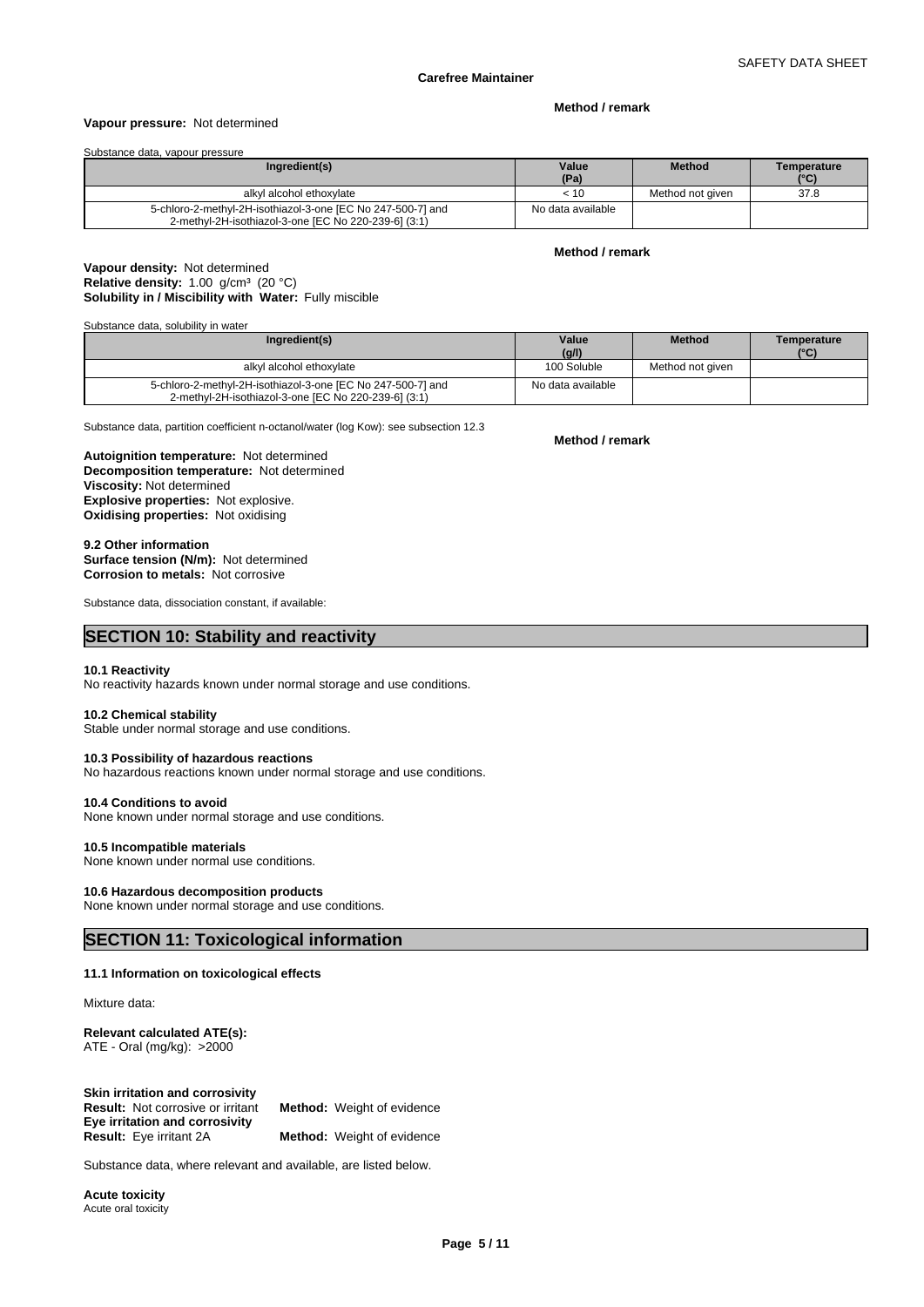**Method / remark**

**Vapour pressure:** Not determined

Substance data, vapour pressure

| Ingredient(s) | Value (Pa) | Method | Temperature (°C) |
|---|---|---|---|
| alkyl alcohol ethoxylate | < 10 | Method not given | 37.8 |
| 5-chloro-2-methyl-2H-isothiazol-3-one [EC No 247-500-7] and 2-methyl-2H-isothiazol-3-one [EC No 220-239-6] (3:1) | No data available | | |

**Method / remark**

**Vapour density:** Not determined
**Relative density:** 1.00 g/cm³ (20 °C)
**Solubility in / Miscibility with Water:** Fully miscible

Substance data, solubility in water

| Ingredient(s) | Value (g/l) | Method | Temperature (°C) |
|---|---|---|---|
| alkyl alcohol ethoxylate | 100 Soluble | Method not given | |
| 5-chloro-2-methyl-2H-isothiazol-3-one [EC No 247-500-7] and 2-methyl-2H-isothiazol-3-one [EC No 220-239-6] (3:1) | No data available | | |

Substance data, partition coefficient n-octanol/water (log Kow): see subsection 12.3

**Method / remark**

**Autoignition temperature:** Not determined
**Decomposition temperature:** Not determined
**Viscosity:** Not determined
**Explosive properties:** Not explosive.
**Oxidising properties:** Not oxidising

**9.2 Other information**
**Surface tension (N/m):** Not determined
**Corrosion to metals:** Not corrosive

Substance data, dissociation constant, if available:

## SECTION 10: Stability and reactivity

**10.1 Reactivity**
No reactivity hazards known under normal storage and use conditions.

**10.2 Chemical stability**
Stable under normal storage and use conditions.

**10.3 Possibility of hazardous reactions**
No hazardous reactions known under normal storage and use conditions.

**10.4 Conditions to avoid**
None known under normal storage and use conditions.

**10.5 Incompatible materials**
None known under normal use conditions.

**10.6 Hazardous decomposition products**
None known under normal storage and use conditions.

## SECTION 11: Toxicological information

**11.1 Information on toxicological effects**

Mixture data:

**Relevant calculated ATE(s):**
ATE - Oral (mg/kg): >2000

**Skin irritation and corrosivity**
**Result:** Not corrosive or irritant **Method:** Weight of evidence
**Eye irritation and corrosivity**
**Result:** Eye irritant 2A **Method:** Weight of evidence

Substance data, where relevant and available, are listed below.

**Acute toxicity**
Acute oral toxicity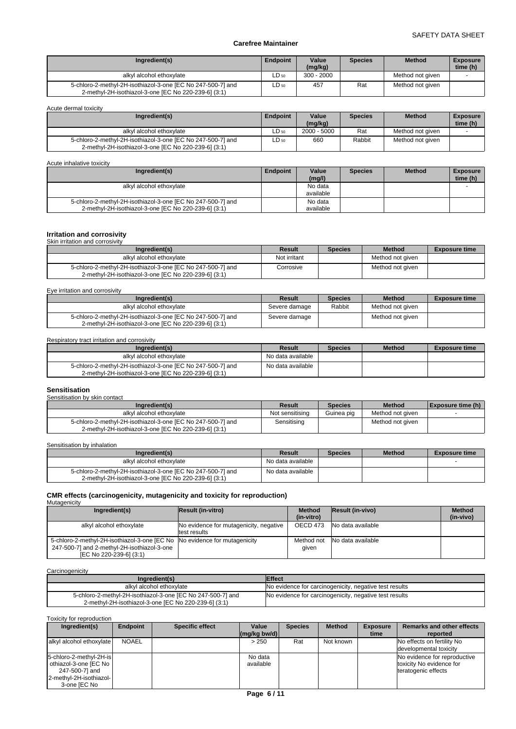| Ingredient(s) | Endpoint | Value (mg/kg) | Species | Method | Exposure time (h) |
|---|---|---|---|---|---|
| alkyl alcohol ethoxylate | $LD_{50}$ | 300 - 2000 | | Method not given | - |
| 5-chloro-2-methyl-2H-isothiazol-3-one [EC No 247-500-7] and 2-methyl-2H-isothiazol-3-one [EC No 220-239-6] (3:1) | $LD_{50}$ | 457 | Rat | Method not given | |

Acute dermal toxicity

| Ingredient(s) | Endpoint | Value (mg/kg) | Species | Method | Exposure time (h) |
|---|---|---|---|---|---|
| alkyl alcohol ethoxylate | $LD_{50}$ | 2000 - 5000 | Rat | Method not given | - |
| 5-chloro-2-methyl-2H-isothiazol-3-one [EC No 247-500-7] and 2-methyl-2H-isothiazol-3-one [EC No 220-239-6] (3:1) | $LD_{50}$ | 660 | Rabbit | Method not given | |

Acute inhalative toxicity

| Ingredient(s) | Endpoint | Value (mg/l) | Species | Method | Exposure time (h) |
|---|---|---|---|---|---|
| alkyl alcohol ethoxylate | | No data available | | | - |
| 5-chloro-2-methyl-2H-isothiazol-3-one [EC No 247-500-7] and 2-methyl-2H-isothiazol-3-one [EC No 220-239-6] (3:1) | | No data available | | | |

### Irritation and corrosivity

Skin irritation and corrosivity

| Ingredient(s) | Result | Species | Method | Exposure time |
|---|---|---|---|---|
| alkyl alcohol ethoxylate | Not irritant | | Method not given | |
| 5-chloro-2-methyl-2H-isothiazol-3-one [EC No 247-500-7] and 2-methyl-2H-isothiazol-3-one [EC No 220-239-6] (3:1) | Corrosive | | Method not given | |

Eye irritation and corrosivity

| Ingredient(s) | Result | Species | Method | Exposure time |
|---|---|---|---|---|
| alkyl alcohol ethoxylate | Severe damage | Rabbit | Method not given | |
| 5-chloro-2-methyl-2H-isothiazol-3-one [EC No 247-500-7] and 2-methyl-2H-isothiazol-3-one [EC No 220-239-6] (3:1) | Severe damage | | Method not given | |

Respiratory tract irritation and corrosivity

| Ingredient(s) | Result | Species | Method | Exposure time |
|---|---|---|---|---|
| alkyl alcohol ethoxylate | No data available | | | |
| 5-chloro-2-methyl-2H-isothiazol-3-one [EC No 247-500-7] and 2-methyl-2H-isothiazol-3-one [EC No 220-239-6] (3:1) | No data available | | | |

### Sensitisation

Sensitisation by skin contact

| Ingredient(s) | Result | Species | Method | Exposure time (h) |
|---|---|---|---|---|
| alkyl alcohol ethoxylate | Not sensitising | Guinea pig | Method not given | - |
| 5-chloro-2-methyl-2H-isothiazol-3-one [EC No 247-500-7] and 2-methyl-2H-isothiazol-3-one [EC No 220-239-6] (3:1) | Sensitising | | Method not given | |

Sensitisation by inhalation

| Ingredient(s) | Result | Species | Method | Exposure time |
|---|---|---|---|---|
| alkyl alcohol ethoxylate | No data available | | | - |
| 5-chloro-2-methyl-2H-isothiazol-3-one [EC No 247-500-7] and 2-methyl-2H-isothiazol-3-one [EC No 220-239-6] (3:1) | No data available | | | |

### CMR effects (carcinogenicity, mutagenicity and toxicity for reproduction)

Mutagenicity

| Ingredient(s) | Result (in-vitro) | Method (in-vitro) | Result (in-vivo) | Method (in-vivo) |
|---|---|---|---|---|
| alkyl alcohol ethoxylate | No evidence for mutagenicity, negative test results | OECD 473 | No data available | |
| 5-chloro-2-methyl-2H-isothiazol-3-one [EC No 247-500-7] and 2-methyl-2H-isothiazol-3-one [EC No 220-239-6] (3:1) | No evidence for mutagenicity | Method not given | No data available | |

Carcinogenicity

| Ingredient(s) | Effect |
|---|---|
| alkyl alcohol ethoxylate | No evidence for carcinogenicity, negative test results |
| 5-chloro-2-methyl-2H-isothiazol-3-one [EC No 247-500-7] and 2-methyl-2H-isothiazol-3-one [EC No 220-239-6] (3:1) | No evidence for carcinogenicity, negative test results |

Toxicity for reproduction

| Ingredient(s) | Endpoint | Specific effect | Value (mg/kg bw/d) | Species | Method | Exposure time | Remarks and other effects reported |
|---|---|---|---|---|---|---|---|
| alkyl alcohol ethoxylate | NOAEL | | > 250 | Rat | Not known | | No effects on fertility No developmental toxicity |
| 5-chloro-2-methyl-2H-isothiazol-3-one [EC No 247-500-7] and 2-methyl-2H-isothiazol-3-one [EC No | | | No data available | | | | No evidence for reproductive toxicity No evidence for teratogenic effects |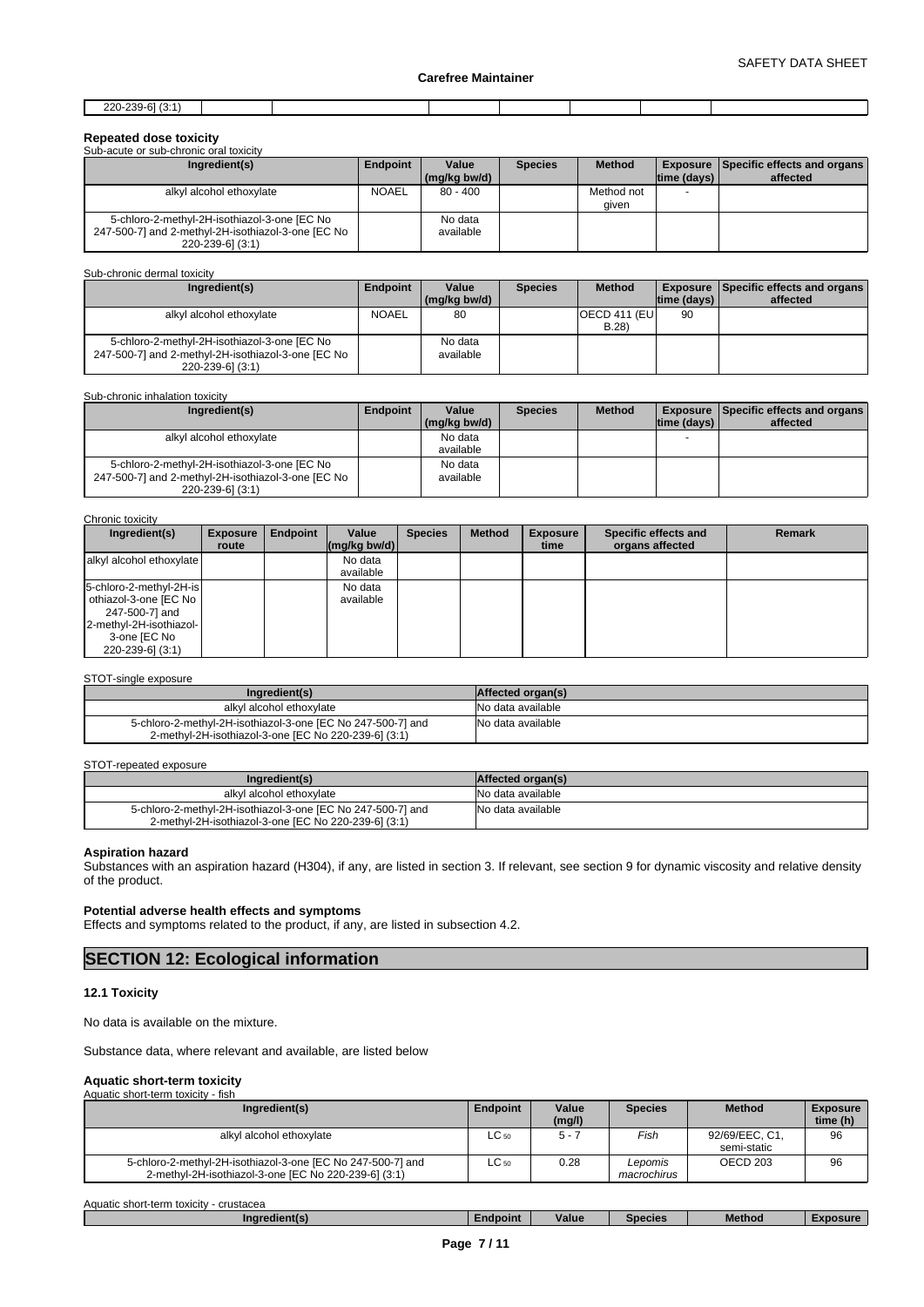| 220-239-6] (3:1) | | | | | | | |
|---|---|---|---|---|---|---|---|

**Repeated dose toxicity**

Sub-acute or sub-chronic oral toxicity

| Ingredient(s) | Endpoint | Value (mg/kg bw/d) | Species | Method | Exposure time (days) | Specific effects and organs affected |
|---|---|---|---|---|---|---|
| alkyl alcohol ethoxylate | NOAEL | 80 - 400 | | Method not given | - | |
| 5-chloro-2-methyl-2H-isothiazol-3-one [EC No 247-500-7] and 2-methyl-2H-isothiazol-3-one [EC No 220-239-6] (3:1) | | No data available | | | | |

Sub-chronic dermal toxicity

| Ingredient(s) | Endpoint | Value (mg/kg bw/d) | Species | Method | Exposure time (days) | Specific effects and organs affected |
|---|---|---|---|---|---|---|
| alkyl alcohol ethoxylate | NOAEL | 80 | | OECD 411 (EU B.28) | 90 | |
| 5-chloro-2-methyl-2H-isothiazol-3-one [EC No 247-500-7] and 2-methyl-2H-isothiazol-3-one [EC No 220-239-6] (3:1) | | No data available | | | | |

Sub-chronic inhalation toxicity

| Ingredient(s) | Endpoint | Value (mg/kg bw/d) | Species | Method | Exposure time (days) | Specific effects and organs affected |
|---|---|---|---|---|---|---|
| alkyl alcohol ethoxylate | | No data available | | | - | |
| 5-chloro-2-methyl-2H-isothiazol-3-one [EC No 247-500-7] and 2-methyl-2H-isothiazol-3-one [EC No 220-239-6] (3:1) | | No data available | | | | |

Chronic toxicity

| Ingredient(s) | Exposure route | Endpoint | Value (mg/kg bw/d) | Species | Method | Exposure time | Specific effects and organs affected | Remark |
|---|---|---|---|---|---|---|---|---|
| alkyl alcohol ethoxylate | | | No data available | | | | | |
| 5-chloro-2-methyl-2H-isothiazol-3-one [EC No 247-500-7] and 2-methyl-2H-isothiazol-3-one [EC No 220-239-6] (3:1) | | | No data available | | | | | |

STOT-single exposure

| Ingredient(s) | Affected organ(s) |
|---|---|
| alkyl alcohol ethoxylate | No data available |
| 5-chloro-2-methyl-2H-isothiazol-3-one [EC No 247-500-7] and 2-methyl-2H-isothiazol-3-one [EC No 220-239-6] (3:1) | No data available |

STOT-repeated exposure

| Ingredient(s) | Affected organ(s) |
|---|---|
| alkyl alcohol ethoxylate | No data available |
| 5-chloro-2-methyl-2H-isothiazol-3-one [EC No 247-500-7] and 2-methyl-2H-isothiazol-3-one [EC No 220-239-6] (3:1) | No data available |

**Aspiration hazard**

Substances with an aspiration hazard (H304), if any, are listed in section 3. If relevant, see section 9 for dynamic viscosity and relative density of the product.

**Potential adverse health effects and symptoms**

Effects and symptoms related to the product, if any, are listed in subsection 4.2.

## SECTION 12: Ecological information

### 12.1 Toxicity

No data is available on the mixture.

Substance data, where relevant and available, are listed below

**Aquatic short-term toxicity**

Aquatic short-term toxicity - fish

| Ingredient(s) | Endpoint | Value (mg/l) | Species | Method | Exposure time (h) |
|---|---|---|---|---|---|
| alkyl alcohol ethoxylate | $LC_{50}$ | 5 - 7 | *Fish* | 92/69/EEC, C1, semi-static | 96 |
| 5-chloro-2-methyl-2H-isothiazol-3-one [EC No 247-500-7] and 2-methyl-2H-isothiazol-3-one [EC No 220-239-6] (3:1) | $LC_{50}$ | 0.28 | *Lepomis macrochirus* | OECD 203 | 96 |

Aquatic short-term toxicity - crustacea

| Ingredient(s) | Endpoint | Value | Species | Method | Exposure |
|---|---|---|---|---|---|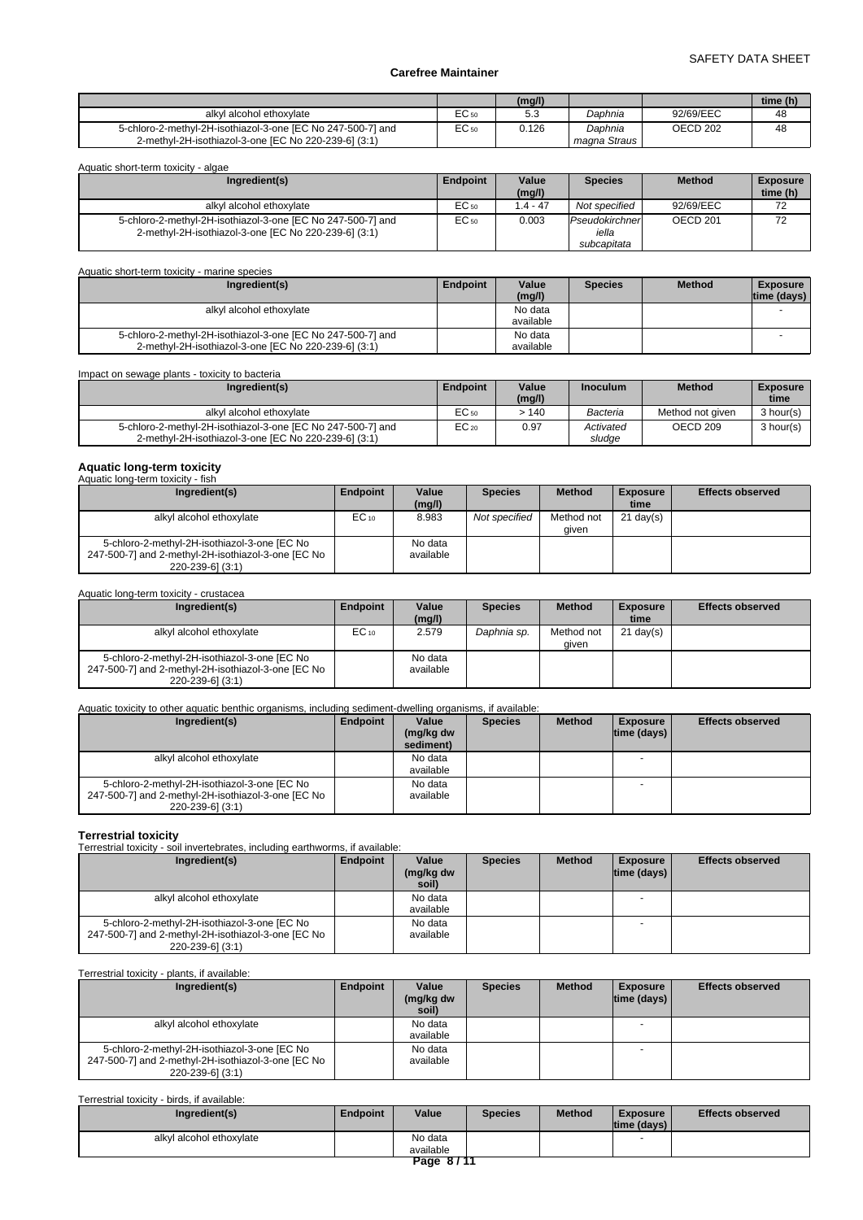|  |  | (mg/l) |  |  | time (h) |
|---|---|---|---|---|---|
| alkyl alcohol ethoxylate | $EC_{50}$ | 5.3 | *Daphnia* | 92/69/EEC | 48 |
| 5-chloro-2-methyl-2H-isothiazol-3-one [EC No 247-500-7] and 2-methyl-2H-isothiazol-3-one [EC No 220-239-6] (3:1) | $EC_{50}$ | 0.126 | *Daphnia magna Straus* | OECD 202 | 48 |

Aquatic short-term toxicity - algae

| Ingredient(s) | Endpoint | Value (mg/l) | Species | Method | Exposure time (h) |
|---|---|---|---|---|---|
| alkyl alcohol ethoxylate | $EC_{50}$ | 1.4 - 47 | *Not specified* | 92/69/EEC | 72 |
| 5-chloro-2-methyl-2H-isothiazol-3-one [EC No 247-500-7] and 2-methyl-2H-isothiazol-3-one [EC No 220-239-6] (3:1) | $EC_{50}$ | 0.003 | *Pseudokirchneriella subcapitata* | OECD 201 | 72 |

Aquatic short-term toxicity - marine species

| Ingredient(s) | Endpoint | Value (mg/l) | Species | Method | Exposure time (days) |
|---|---|---|---|---|---|
| alkyl alcohol ethoxylate |  | No data available |  |  | - |
| 5-chloro-2-methyl-2H-isothiazol-3-one [EC No 247-500-7] and 2-methyl-2H-isothiazol-3-one [EC No 220-239-6] (3:1) |  | No data available |  |  | - |

Impact on sewage plants - toxicity to bacteria

| Ingredient(s) | Endpoint | Value (mg/l) | Inoculum | Method | Exposure time |
|---|---|---|---|---|---|
| alkyl alcohol ethoxylate | $EC_{50}$ | > 140 | *Bacteria* | Method not given | 3 hour(s) |
| 5-chloro-2-methyl-2H-isothiazol-3-one [EC No 247-500-7] and 2-methyl-2H-isothiazol-3-one [EC No 220-239-6] (3:1) | $EC_{20}$ | 0.97 | *Activated sludge* | OECD 209 | 3 hour(s) |

**Aquatic long-term toxicity**

Aquatic long-term toxicity - fish

| Ingredient(s) | Endpoint | Value (mg/l) | Species | Method | Exposure time | Effects observed |
|---|---|---|---|---|---|---|
| alkyl alcohol ethoxylate | $EC_{10}$ | 8.983 | *Not specified* | Method not given | 21 day(s) |  |
| 5-chloro-2-methyl-2H-isothiazol-3-one [EC No 247-500-7] and 2-methyl-2H-isothiazol-3-one [EC No 220-239-6] (3:1) |  | No data available |  |  |  |  |

Aquatic long-term toxicity - crustacea

| Ingredient(s) | Endpoint | Value (mg/l) | Species | Method | Exposure time | Effects observed |
|---|---|---|---|---|---|---|
| alkyl alcohol ethoxylate | $EC_{10}$ | 2.579 | *Daphnia sp.* | Method not given | 21 day(s) |  |
| 5-chloro-2-methyl-2H-isothiazol-3-one [EC No 247-500-7] and 2-methyl-2H-isothiazol-3-one [EC No 220-239-6] (3:1) |  | No data available |  |  |  |  |

Aquatic toxicity to other aquatic benthic organisms, including sediment-dwelling organisms, if available:

| Ingredient(s) | Endpoint | Value (mg/kg dw sediment) | Species | Method | Exposure time (days) | Effects observed |
|---|---|---|---|---|---|---|
| alkyl alcohol ethoxylate |  | No data available |  |  | - |  |
| 5-chloro-2-methyl-2H-isothiazol-3-one [EC No 247-500-7] and 2-methyl-2H-isothiazol-3-one [EC No 220-239-6] (3:1) |  | No data available |  |  | - |  |

**Terrestrial toxicity**

Terrestrial toxicity - soil invertebrates, including earthworms, if available:

| Ingredient(s) | Endpoint | Value (mg/kg dw soil) | Species | Method | Exposure time (days) | Effects observed |
|---|---|---|---|---|---|---|
| alkyl alcohol ethoxylate |  | No data available |  |  | - |  |
| 5-chloro-2-methyl-2H-isothiazol-3-one [EC No 247-500-7] and 2-methyl-2H-isothiazol-3-one [EC No 220-239-6] (3:1) |  | No data available |  |  | - |  |

Terrestrial toxicity - plants, if available:

| Ingredient(s) | Endpoint | Value (mg/kg dw soil) | Species | Method | Exposure time (days) | Effects observed |
|---|---|---|---|---|---|---|
| alkyl alcohol ethoxylate |  | No data available |  |  | - |  |
| 5-chloro-2-methyl-2H-isothiazol-3-one [EC No 247-500-7] and 2-methyl-2H-isothiazol-3-one [EC No 220-239-6] (3:1) |  | No data available |  |  | - |  |

Terrestrial toxicity - birds, if available:

| Ingredient(s) | Endpoint | Value | Species | Method | Exposure time (days) | Effects observed |
|---|---|---|---|---|---|---|
| alkyl alcohol ethoxylate |  | No data available |  |  | - |  |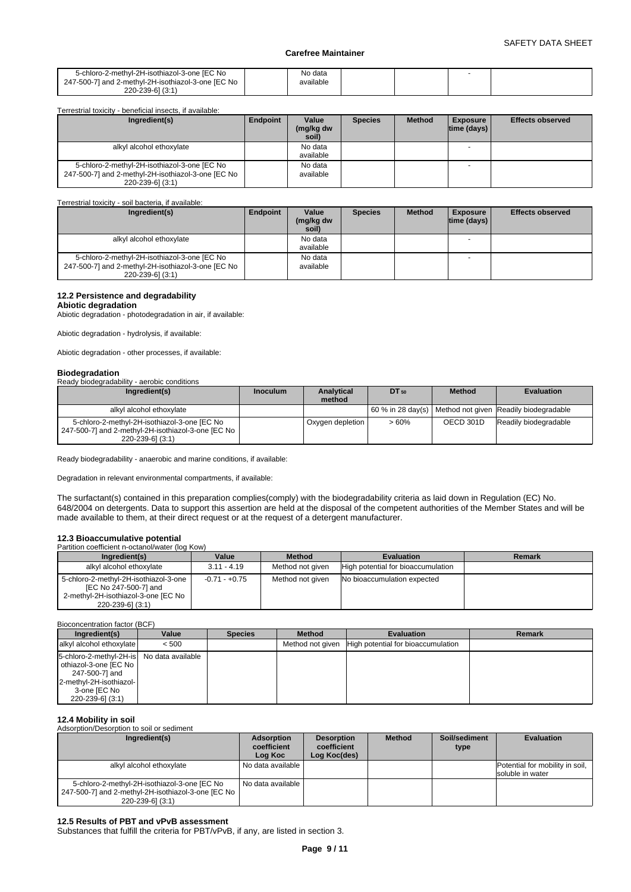| 5-chloro-2-methyl-2H-isothiazol-3-one [EC No 247-500-7] and 2-methyl-2H-isothiazol-3-one [EC No 220-239-6] (3:1) | | No data available | | | - | |
|---|---|---|---|---|---|---|

Terrestrial toxicity - beneficial insects, if available:

| Ingredient(s) | Endpoint | Value (mg/kg dw soil) | Species | Method | Exposure time (days) | Effects observed |
|---|---|---|---|---|---|---|
| alkyl alcohol ethoxylate | | No data available | | | - | |
| 5-chloro-2-methyl-2H-isothiazol-3-one [EC No 247-500-7] and 2-methyl-2H-isothiazol-3-one [EC No 220-239-6] (3:1) | | No data available | | | - | |

Terrestrial toxicity - soil bacteria, if available:

| Ingredient(s) | Endpoint | Value (mg/kg dw soil) | Species | Method | Exposure time (days) | Effects observed |
|---|---|---|---|---|---|---|
| alkyl alcohol ethoxylate | | No data available | | | - | |
| 5-chloro-2-methyl-2H-isothiazol-3-one [EC No 247-500-7] and 2-methyl-2H-isothiazol-3-one [EC No 220-239-6] (3:1) | | No data available | | | - | |

### 12.2 Persistence and degradability

**Abiotic degradation**

Abiotic degradation - photodegradation in air, if available:

Abiotic degradation - hydrolysis, if available:

Abiotic degradation - other processes, if available:

**Biodegradation**

Ready biodegradability - aerobic conditions

| Ingredient(s) | Inoculum | Analytical method | $DT_{50}$ | Method | Evaluation |
|---|---|---|---|---|---|
| alkyl alcohol ethoxylate | | | 60 % in 28 day(s) | Method not given | Readily biodegradable |
| 5-chloro-2-methyl-2H-isothiazol-3-one [EC No 247-500-7] and 2-methyl-2H-isothiazol-3-one [EC No 220-239-6] (3:1) | | Oxygen depletion | > 60% | OECD 301D | Readily biodegradable |

Ready biodegradability - anaerobic and marine conditions, if available:

Degradation in relevant environmental compartments, if available:

The surfactant(s) contained in this preparation complies(comply) with the biodegradability criteria as laid down in Regulation (EC) No. 648/2004 on detergents. Data to support this assertion are held at the disposal of the competent authorities of the Member States and will be made available to them, at their direct request or at the request of a detergent manufacturer.

### 12.3 Bioaccumulative potential

Partition coefficient n-octanol/water (log Kow)

| Ingredient(s) | Value | Method | Evaluation | Remark |
|---|---|---|---|---|
| alkyl alcohol ethoxylate | 3.11 - 4.19 | Method not given | High potential for bioaccumulation | |
| 5-chloro-2-methyl-2H-isothiazol-3-one [EC No 247-500-7] and 2-methyl-2H-isothiazol-3-one [EC No 220-239-6] (3:1) | -0.71 - +0.75 | Method not given | No bioaccumulation expected | |

Bioconcentration factor (BCF)

| Ingredient(s) | Value | Species | Method | Evaluation | Remark |
|---|---|---|---|---|---|
| alkyl alcohol ethoxylate | < 500 | | Method not given | High potential for bioaccumulation | |
| 5-chloro-2-methyl-2H-isothiazol-3-one [EC No 247-500-7] and 2-methyl-2H-isothiazol-3-one [EC No 220-239-6] (3:1) | No data available | | | | |

### 12.4 Mobility in soil

Adsorption/Desorption to soil or sediment

| Ingredient(s) | Adsorption coefficient Log Koc | Desorption coefficient Log Koc(des) | Method | Soil/sediment type | Evaluation |
|---|---|---|---|---|---|
| alkyl alcohol ethoxylate | No data available | | | | Potential for mobility in soil, soluble in water |
| 5-chloro-2-methyl-2H-isothiazol-3-one [EC No 247-500-7] and 2-methyl-2H-isothiazol-3-one [EC No 220-239-6] (3:1) | No data available | | | | |

### 12.5 Results of PBT and vPvB assessment

Substances that fulfill the criteria for PBT/vPvB, if any, are listed in section 3.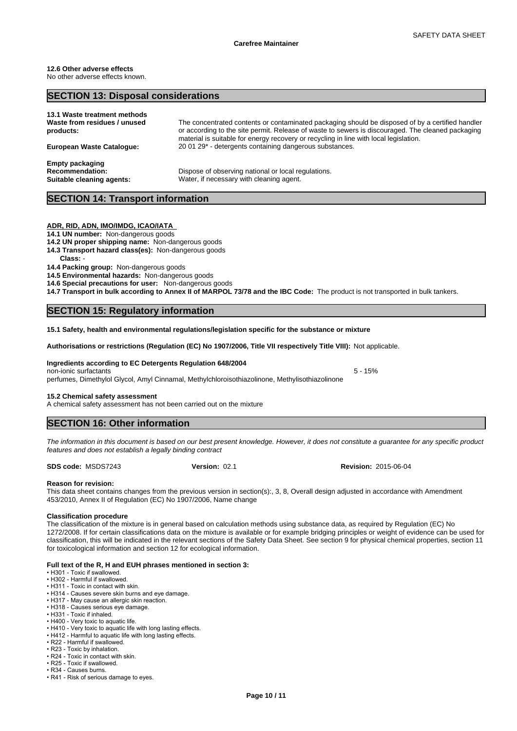**12.6 Other adverse effects**
No other adverse effects known.

## SECTION 13: Disposal considerations

**13.1 Waste treatment methods**

| | |
|---|---|
| **Waste from residues / unused products:** | The concentrated contents or contaminated packaging should be disposed of by a certified handler or according to the site permit. Release of waste to sewers is discouraged. The cleaned packaging material is suitable for energy recovery or recycling in line with local legislation. |
| **European Waste Catalogue:** | 20 01 29* - detergents containing dangerous substances. |

**Empty packaging**

| | |
|---|---|
| **Recommendation:** | Dispose of observing national or local regulations. |
| **Suitable cleaning agents:** | Water, if necessary with cleaning agent. |

## SECTION 14: Transport information

**ADR, RID, ADN, IMO/IMDG, ICAO/IATA**

**14.1 UN number:** Non-dangerous goods
**14.2 UN proper shipping name:** Non-dangerous goods
**14.3 Transport hazard class(es):** Non-dangerous goods
**Class:** -
**14.4 Packing group:** Non-dangerous goods
**14.5 Environmental hazards:** Non-dangerous goods
**14.6 Special precautions for user:** Non-dangerous goods
**14.7 Transport in bulk according to Annex II of MARPOL 73/78 and the IBC Code:** The product is not transported in bulk tankers.

## SECTION 15: Regulatory information

**15.1 Safety, health and environmental regulations/legislation specific for the substance or mixture**

**Authorisations or restrictions (Regulation (EC) No 1907/2006, Title VII respectively Title VIII):** Not applicable.

**Ingredients according to EC Detergents Regulation 648/2004**
non-ionic surfactants 5 - 15%
perfumes, Dimethylol Glycol, Amyl Cinnamal, Methylchloroisothiazolinone, Methylisothiazolinone

**15.2 Chemical safety assessment**
A chemical safety assessment has not been carried out on the mixture

## SECTION 16: Other information

*The information in this document is based on our best present knowledge. However, it does not constitute a guarantee for any specific product features and does not establish a legally binding contract*

**SDS code:** MSDS7243 **Version:** 02.1 **Revision:** 2015-06-04

**Reason for revision:**
This data sheet contains changes from the previous version in section(s):, 3, 8, Overall design adjusted in accordance with Amendment 453/2010, Annex II of Regulation (EC) No 1907/2006, Name change

**Classification procedure**
The classification of the mixture is in general based on calculation methods using substance data, as required by Regulation (EC) No 1272/2008. If for certain classifications data on the mixture is available or for example bridging principles or weight of evidence can be used for classification, this will be indicated in the relevant sections of the Safety Data Sheet. See section 9 for physical chemical properties, section 11 for toxicological information and section 12 for ecological information.

**Full text of the R, H and EUH phrases mentioned in section 3:**

- H301 - Toxic if swallowed.
- H302 - Harmful if swallowed.
- H311 - Toxic in contact with skin.
- H314 - Causes severe skin burns and eye damage.
- H317 - May cause an allergic skin reaction.
- H318 - Causes serious eye damage.
- H331 - Toxic if inhaled.
- H400 - Very toxic to aquatic life.
- H410 - Very toxic to aquatic life with long lasting effects.
- H412 - Harmful to aquatic life with long lasting effects.
- R22 - Harmful if swallowed.
- R23 - Toxic by inhalation.
- R24 - Toxic in contact with skin.
- R25 - Toxic if swallowed.
- R34 - Causes burns.
- R41 - Risk of serious damage to eyes.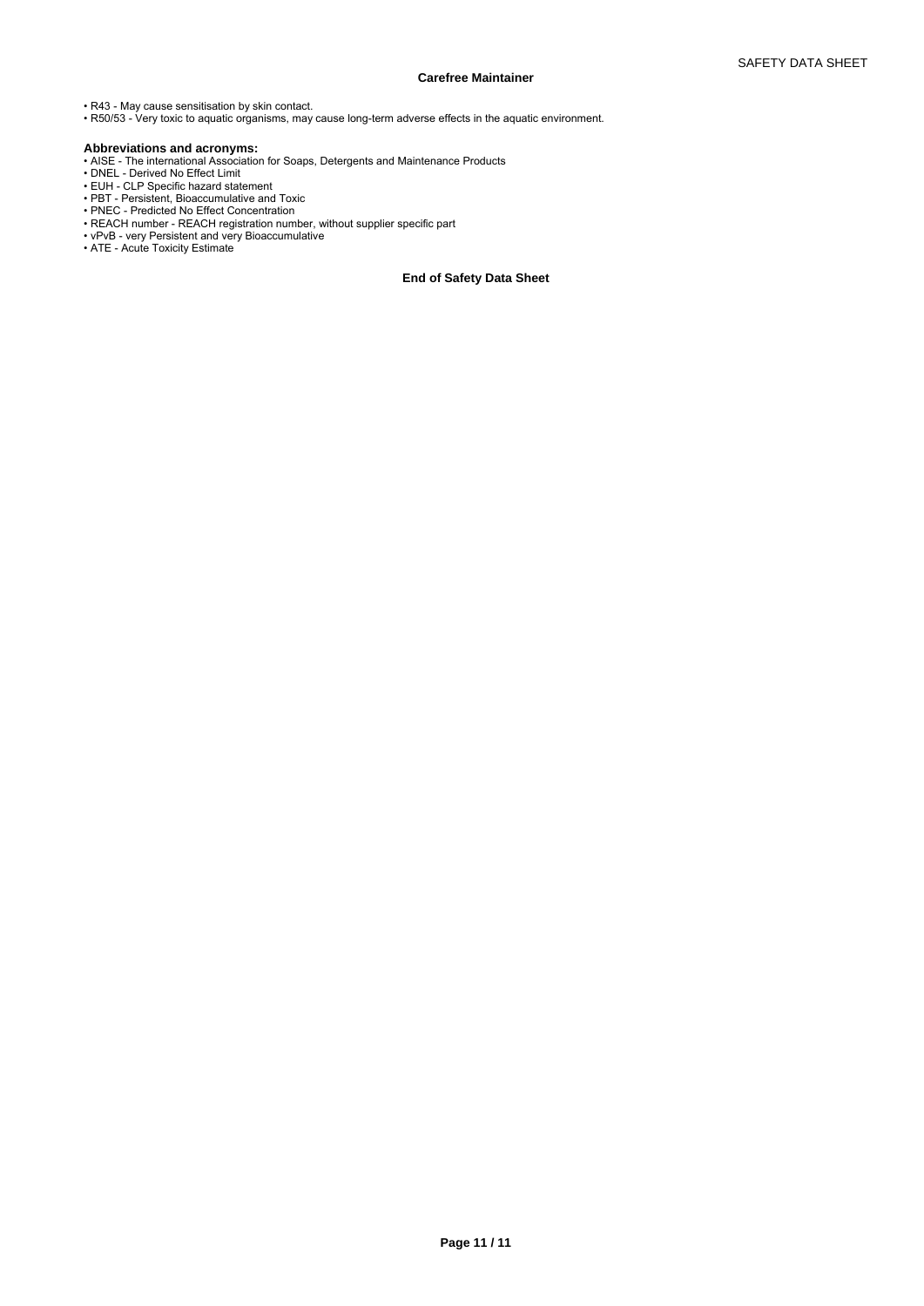- R43 - May cause sensitisation by skin contact.
- R50/53 - Very toxic to aquatic organisms, may cause long-term adverse effects in the aquatic environment.

**Abbreviations and acronyms:**

- AISE - The international Association for Soaps, Detergents and Maintenance Products
- DNEL - Derived No Effect Limit
- EUH - CLP Specific hazard statement
- PBT - Persistent, Bioaccumulative and Toxic
- PNEC - Predicted No Effect Concentration
- REACH number - REACH registration number, without supplier specific part
- vPvB - very Persistent and very Bioaccumulative
- ATE - Acute Toxicity Estimate

**End of Safety Data Sheet**